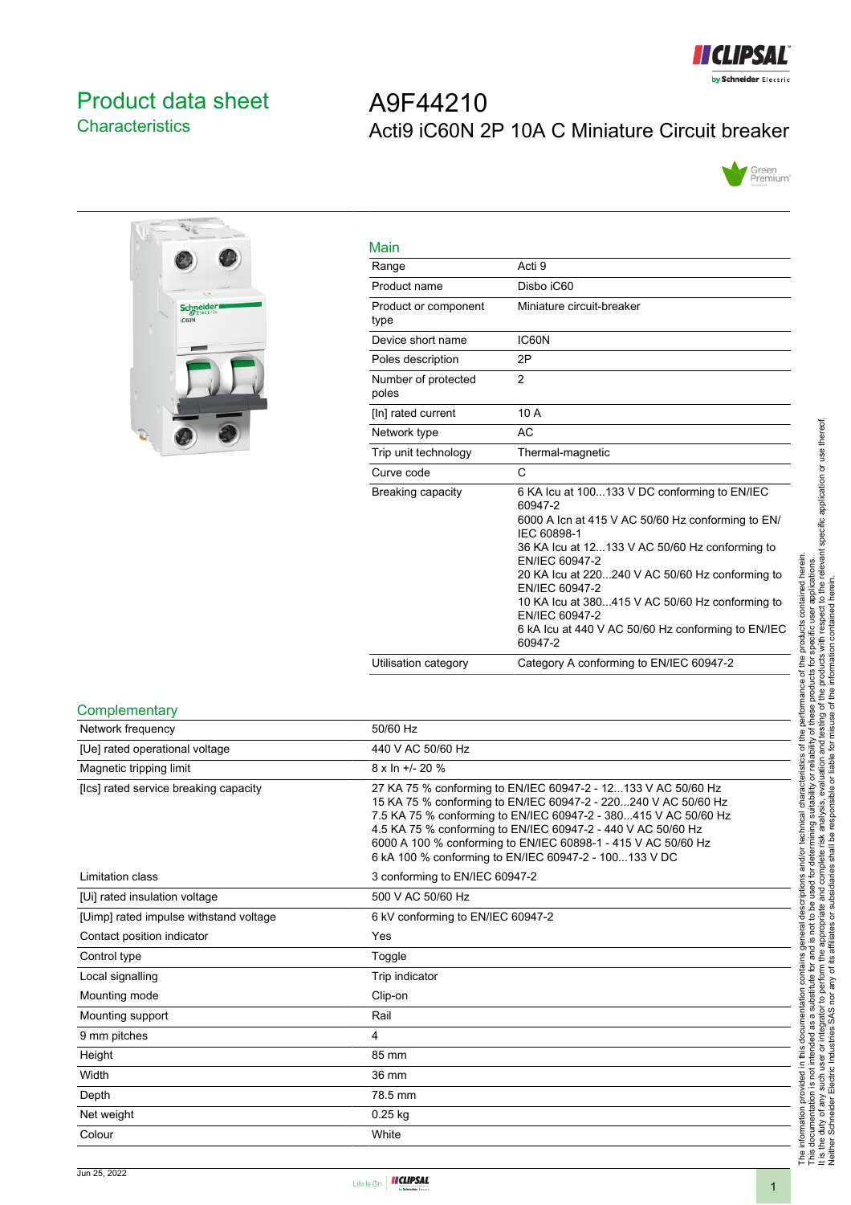# Product data sheet
## Characteristics

# A9F44210
## Acti9 iC60N 2P 10A C Miniature Circuit breaker

### Main

| | |
|---|---|
| Range | Acti 9 |
| Product name | Disbo iC60 |
| Product or component type | Miniature circuit-breaker |
| Device short name | IC60N |
| Poles description | 2P |
| Number of protected poles | 2 |
| [In] rated current | 10 A |
| Network type | AC |
| Trip unit technology | Thermal-magnetic |
| Curve code | C |
| Breaking capacity | 6 KA Icu at 100...133 V DC conforming to EN/IEC 60947-2<br>6000 A Icn at 415 V AC 50/60 Hz conforming to EN/IEC 60898-1<br>36 KA Icu at 12...133 V AC 50/60 Hz conforming to EN/IEC 60947-2<br>20 KA Icu at 220...240 V AC 50/60 Hz conforming to EN/IEC 60947-2<br>10 KA Icu at 380...415 V AC 50/60 Hz conforming to EN/IEC 60947-2<br>6 kA Icu at 440 V AC 50/60 Hz conforming to EN/IEC 60947-2 |
| Utilisation category | Category A conforming to EN/IEC 60947-2 |

### Complementary

| | |
|---|---|
| Network frequency | 50/60 Hz |
| [Ue] rated operational voltage | 440 V AC 50/60 Hz |
| Magnetic tripping limit | 8 x In +/- 20 % |
| [Ics] rated service breaking capacity | 27 KA 75 % conforming to EN/IEC 60947-2 - 12...133 V AC 50/60 Hz<br>15 KA 75 % conforming to EN/IEC 60947-2 - 220...240 V AC 50/60 Hz<br>7.5 KA 75 % conforming to EN/IEC 60947-2 - 380...415 V AC 50/60 Hz<br>4.5 KA 75 % conforming to EN/IEC 60947-2 - 440 V AC 50/60 Hz<br>6000 A 100 % conforming to EN/IEC 60898-1 - 415 V AC 50/60 Hz<br>6 kA 100 % conforming to EN/IEC 60947-2 - 100...133 V DC |
| Limitation class | 3 conforming to EN/IEC 60947-2 |
| [Ui] rated insulation voltage | 500 V AC 50/60 Hz |
| [Uimp] rated impulse withstand voltage | 6 kV conforming to EN/IEC 60947-2 |
| Contact position indicator | Yes |
| Control type | Toggle |
| Local signalling | Trip indicator |
| Mounting mode | Clip-on |
| Mounting support | Rail |
| 9 mm pitches | 4 |
| Height | 85 mm |
| Width | 36 mm |
| Depth | 78.5 mm |
| Net weight | 0.25 kg |
| Colour | White |

The information provided in this documentation contains general descriptions and/or technical characteristics of the performance of the products contained herein. This documentation is not intended as a substitute for and is not to be used for determining suitability or reliability of these products for specific user applications. It is the duty of any such user or integrator to perform the appropriate and complete risk analysis, evaluation and testing of the products with respect to the relevant specific application or use thereof. Neither Schneider Electric Industries SAS nor any of its affiliates or subsidiaries shall be responsible or liable for misuse of the information contained herein.

Jun 25, 2022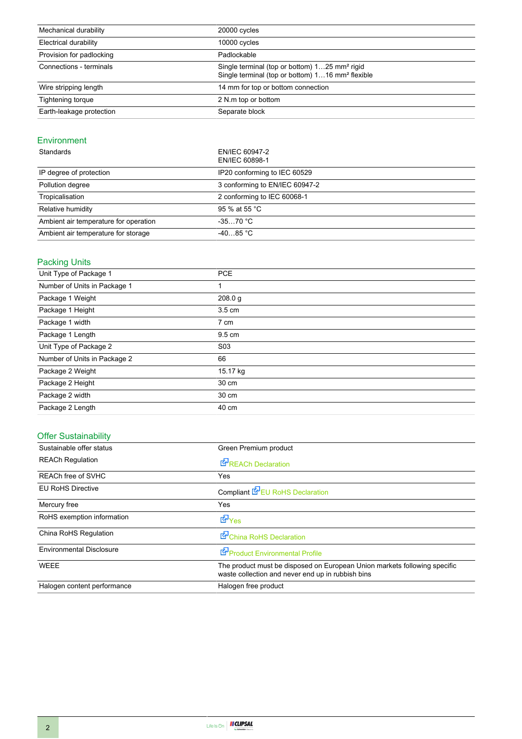| | |
|---|---|
| Mechanical durability | 20000 cycles |
| Electrical durability | 10000 cycles |
| Provision for padlocking | Padlockable |
| Connections - terminals | Single terminal (top or bottom) 1…25 mm² rigid<br>Single terminal (top or bottom) 1…16 mm² flexible |
| Wire stripping length | 14 mm for top or bottom connection |
| Tightening torque | 2 N.m top or bottom |
| Earth-leakage protection | Separate block |

## Environment

| | |
|---|---|
| Standards | EN/IEC 60947-2<br>EN/IEC 60898-1 |
| IP degree of protection | IP20 conforming to IEC 60529 |
| Pollution degree | 3 conforming to EN/IEC 60947-2 |
| Tropicalisation | 2 conforming to IEC 60068-1 |
| Relative humidity | 95 % at 55 °C |
| Ambient air temperature for operation | -35…70 °C |
| Ambient air temperature for storage | -40…85 °C |

## Packing Units

| | |
|---|---|
| Unit Type of Package 1 | PCE |
| Number of Units in Package 1 | 1 |
| Package 1 Weight | 208.0 g |
| Package 1 Height | 3.5 cm |
| Package 1 width | 7 cm |
| Package 1 Length | 9.5 cm |
| Unit Type of Package 2 | S03 |
| Number of Units in Package 2 | 66 |
| Package 2 Weight | 15.17 kg |
| Package 2 Height | 30 cm |
| Package 2 width | 30 cm |
| Package 2 Length | 40 cm |

## Offer Sustainability

| | |
|---|---|
| Sustainable offer status | Green Premium product |
| REACh Regulation | REACh Declaration |
| REACh free of SVHC | Yes |
| EU RoHS Directive | Compliant EU RoHS Declaration |
| Mercury free | Yes |
| RoHS exemption information | Yes |
| China RoHS Regulation | China RoHS Declaration |
| Environmental Disclosure | Product Environmental Profile |
| WEEE | The product must be disposed on European Union markets following specific waste collection and never end up in rubbish bins |
| Halogen content performance | Halogen free product |